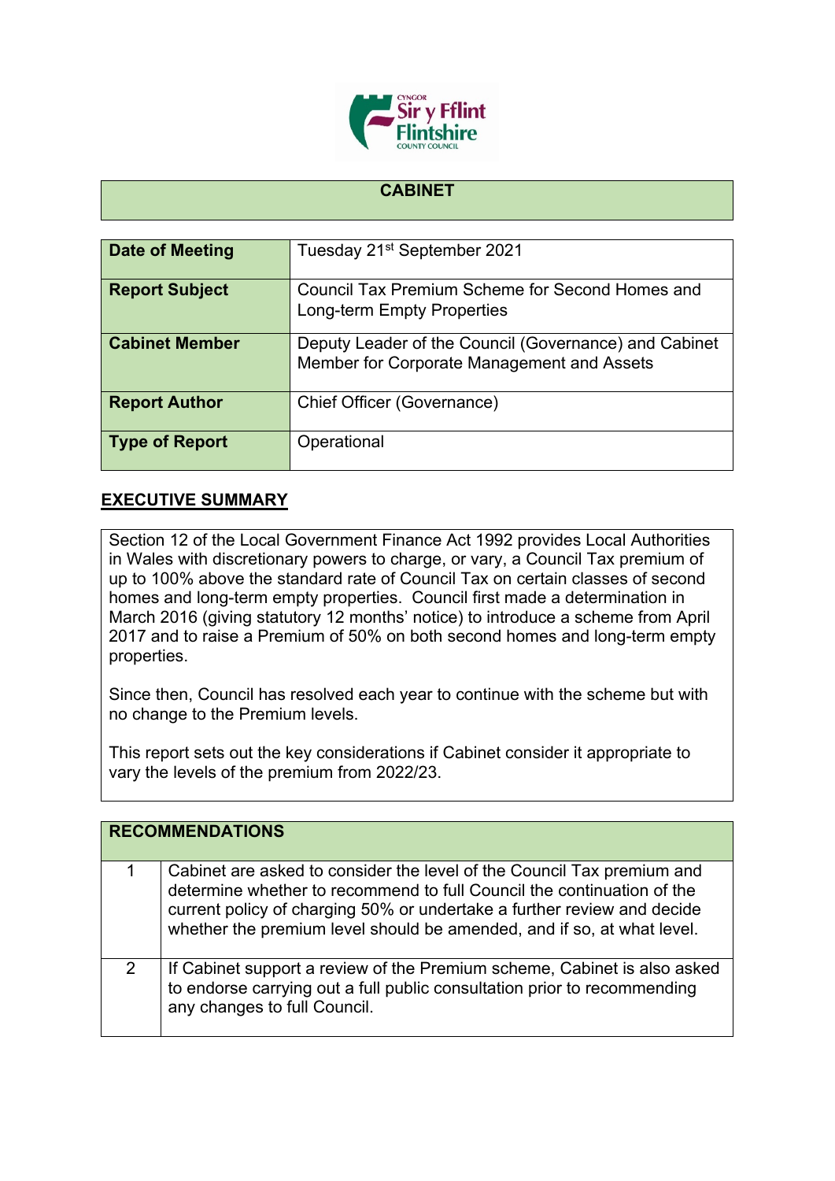## CABINET

| Date of Meeting | Tuesday 21st September 2021 |
|---|---|
| Report Subject | Council Tax Premium Scheme for Second Homes and Long-term Empty Properties |
| Cabinet Member | Deputy Leader of the Council (Governance) and Cabinet Member for Corporate Management and Assets |
| Report Author | Chief Officer (Governance) |
| Type of Report | Operational |

## EXECUTIVE SUMMARY

Section 12 of the Local Government Finance Act 1992 provides Local Authorities in Wales with discretionary powers to charge, or vary, a Council Tax premium of up to 100% above the standard rate of Council Tax on certain classes of second homes and long-term empty properties. Council first made a determination in March 2016 (giving statutory 12 months' notice) to introduce a scheme from April 2017 and to raise a Premium of 50% on both second homes and long-term empty properties.

Since then, Council has resolved each year to continue with the scheme but with no change to the Premium levels.

This report sets out the key considerations if Cabinet consider it appropriate to vary the levels of the premium from 2022/23.

| RECOMMENDATIONS | |
|---|---|
| 1 | Cabinet are asked to consider the level of the Council Tax premium and determine whether to recommend to full Council the continuation of the current policy of charging 50% or undertake a further review and decide whether the premium level should be amended, and if so, at what level. |
| 2 | If Cabinet support a review of the Premium scheme, Cabinet is also asked to endorse carrying out a full public consultation prior to recommending any changes to full Council. |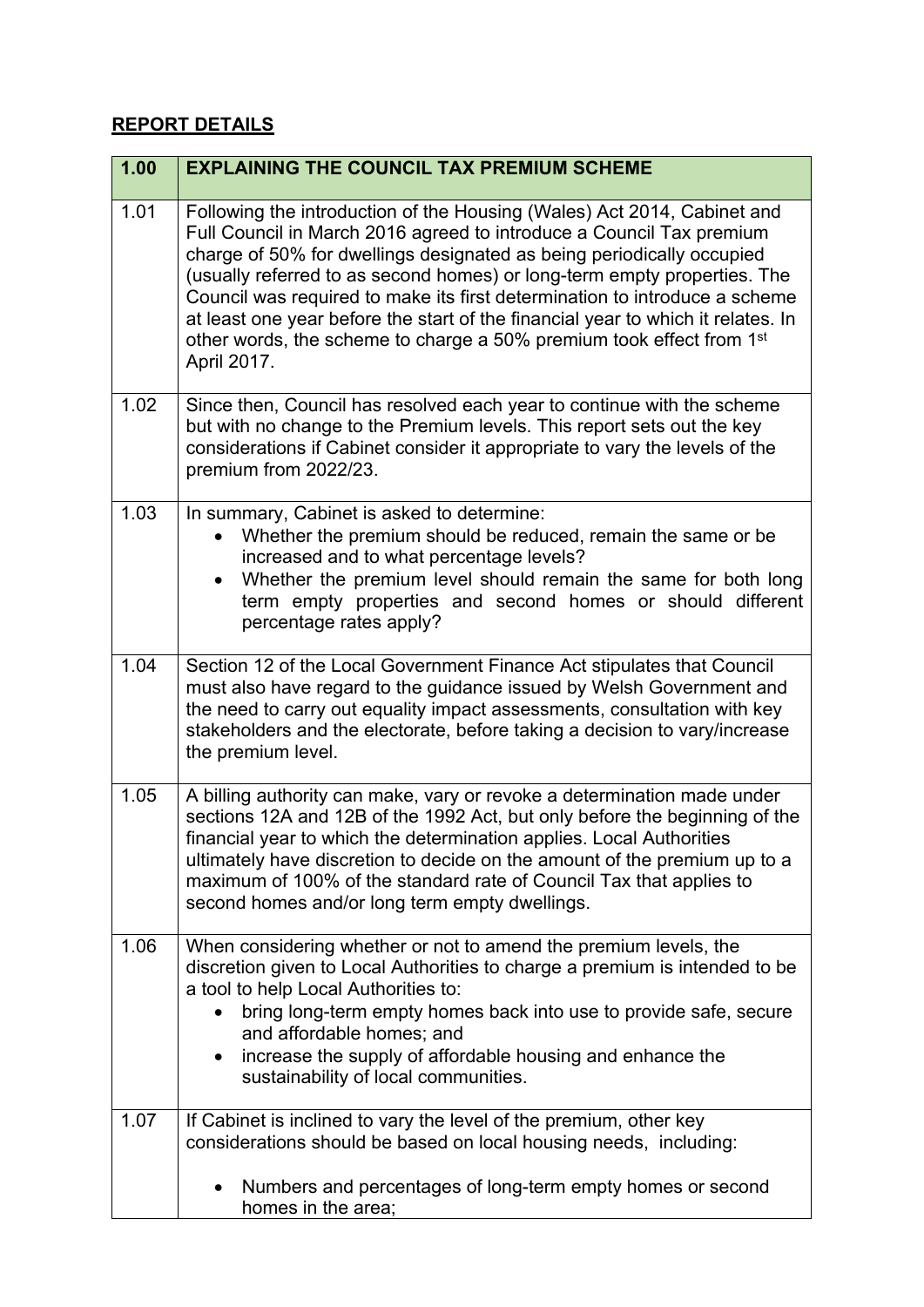## REPORT DETAILS

| 1.00 | EXPLAINING THE COUNCIL TAX PREMIUM SCHEME |
|---|---|
| 1.01 | Following the introduction of the Housing (Wales) Act 2014, Cabinet and Full Council in March 2016 agreed to introduce a Council Tax premium charge of 50% for dwellings designated as being periodically occupied (usually referred to as second homes) or long-term empty properties. The Council was required to make its first determination to introduce a scheme at least one year before the start of the financial year to which it relates. In other words, the scheme to charge a 50% premium took effect from 1st April 2017. |
| 1.02 | Since then, Council has resolved each year to continue with the scheme but with no change to the Premium levels. This report sets out the key considerations if Cabinet consider it appropriate to vary the levels of the premium from 2022/23. |
| 1.03 | In summary, Cabinet is asked to determine:<br>• Whether the premium should be reduced, remain the same or be increased and to what percentage levels?<br>• Whether the premium level should remain the same for both long term empty properties and second homes or should different percentage rates apply? |
| 1.04 | Section 12 of the Local Government Finance Act stipulates that Council must also have regard to the guidance issued by Welsh Government and the need to carry out equality impact assessments, consultation with key stakeholders and the electorate, before taking a decision to vary/increase the premium level. |
| 1.05 | A billing authority can make, vary or revoke a determination made under sections 12A and 12B of the 1992 Act, but only before the beginning of the financial year to which the determination applies. Local Authorities ultimately have discretion to decide on the amount of the premium up to a maximum of 100% of the standard rate of Council Tax that applies to second homes and/or long term empty dwellings. |
| 1.06 | When considering whether or not to amend the premium levels, the discretion given to Local Authorities to charge a premium is intended to be a tool to help Local Authorities to:<br>• bring long-term empty homes back into use to provide safe, secure and affordable homes; and<br>• increase the supply of affordable housing and enhance the sustainability of local communities. |
| 1.07 | If Cabinet is inclined to vary the level of the premium, other key considerations should be based on local housing needs, including:<br><br>• Numbers and percentages of long-term empty homes or second homes in the area; |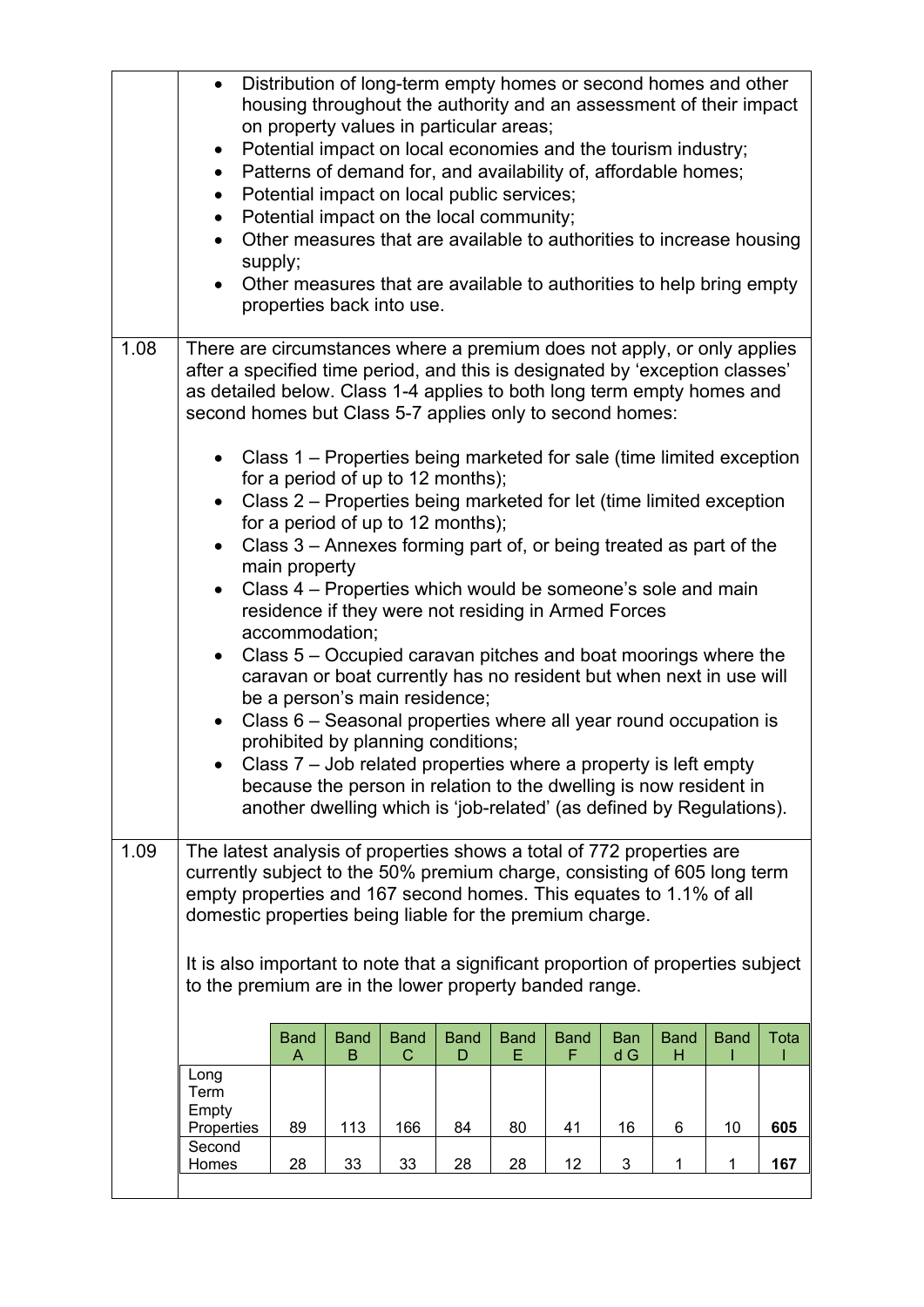- Distribution of long-term empty homes or second homes and other housing throughout the authority and an assessment of their impact on property values in particular areas;
- Potential impact on local economies and the tourism industry;
- Patterns of demand for, and availability of, affordable homes;
- Potential impact on local public services;
- Potential impact on the local community;
- Other measures that are available to authorities to increase housing supply;
- Other measures that are available to authorities to help bring empty properties back into use.

1.08 There are circumstances where a premium does not apply, or only applies after a specified time period, and this is designated by 'exception classes' as detailed below. Class 1-4 applies to both long term empty homes and second homes but Class 5-7 applies only to second homes:

- Class 1 – Properties being marketed for sale (time limited exception for a period of up to 12 months);
- Class 2 – Properties being marketed for let (time limited exception for a period of up to 12 months);
- Class 3 – Annexes forming part of, or being treated as part of the main property
- Class 4 – Properties which would be someone's sole and main residence if they were not residing in Armed Forces accommodation;
- Class 5 – Occupied caravan pitches and boat moorings where the caravan or boat currently has no resident but when next in use will be a person's main residence;
- Class 6 – Seasonal properties where all year round occupation is prohibited by planning conditions;
- Class 7 – Job related properties where a property is left empty because the person in relation to the dwelling is now resident in another dwelling which is 'job-related' (as defined by Regulations).

1.09 The latest analysis of properties shows a total of 772 properties are currently subject to the 50% premium charge, consisting of 605 long term empty properties and 167 second homes. This equates to 1.1% of all domestic properties being liable for the premium charge.

It is also important to note that a significant proportion of properties subject to the premium are in the lower property banded range.

| | Band A | Band B | Band C | Band D | Band E | Band F | Band G | Band H | Band I | Total |
|---|---|---|---|---|---|---|---|---|---|---|
| Long Term Empty Properties | 89 | 113 | 166 | 84 | 80 | 41 | 16 | 6 | 10 | **605** |
| Second Homes | 28 | 33 | 33 | 28 | 28 | 12 | 3 | 1 | 1 | **167** |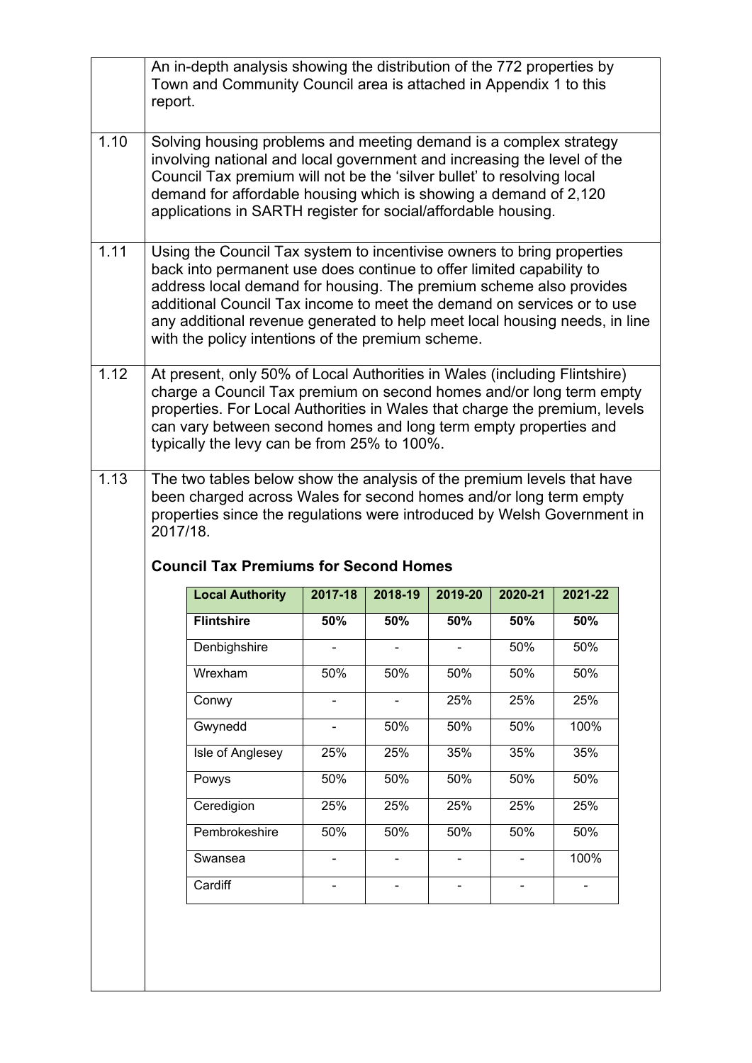An in-depth analysis showing the distribution of the 772 properties by Town and Community Council area is attached in Appendix 1 to this report.

1.10 Solving housing problems and meeting demand is a complex strategy involving national and local government and increasing the level of the Council Tax premium will not be the 'silver bullet' to resolving local demand for affordable housing which is showing a demand of 2,120 applications in SARTH register for social/affordable housing.

1.11 Using the Council Tax system to incentivise owners to bring properties back into permanent use does continue to offer limited capability to address local demand for housing. The premium scheme also provides additional Council Tax income to meet the demand on services or to use any additional revenue generated to help meet local housing needs, in line with the policy intentions of the premium scheme.

1.12 At present, only 50% of Local Authorities in Wales (including Flintshire) charge a Council Tax premium on second homes and/or long term empty properties. For Local Authorities in Wales that charge the premium, levels can vary between second homes and long term empty properties and typically the levy can be from 25% to 100%.

1.13 The two tables below show the analysis of the premium levels that have been charged across Wales for second homes and/or long term empty properties since the regulations were introduced by Welsh Government in 2017/18.

**Council Tax Premiums for Second Homes**

| Local Authority | 2017-18 | 2018-19 | 2019-20 | 2020-21 | 2021-22 |
|---|---|---|---|---|---|
| **Flintshire** | **50%** | **50%** | **50%** | **50%** | **50%** |
| Denbighshire | - | - | - | 50% | 50% |
| Wrexham | 50% | 50% | 50% | 50% | 50% |
| Conwy | - | - | 25% | 25% | 25% |
| Gwynedd | - | 50% | 50% | 50% | 100% |
| Isle of Anglesey | 25% | 25% | 35% | 35% | 35% |
| Powys | 50% | 50% | 50% | 50% | 50% |
| Ceredigion | 25% | 25% | 25% | 25% | 25% |
| Pembrokeshire | 50% | 50% | 50% | 50% | 50% |
| Swansea | - | - | - | - | 100% |
| Cardiff | - | - | - | - | - |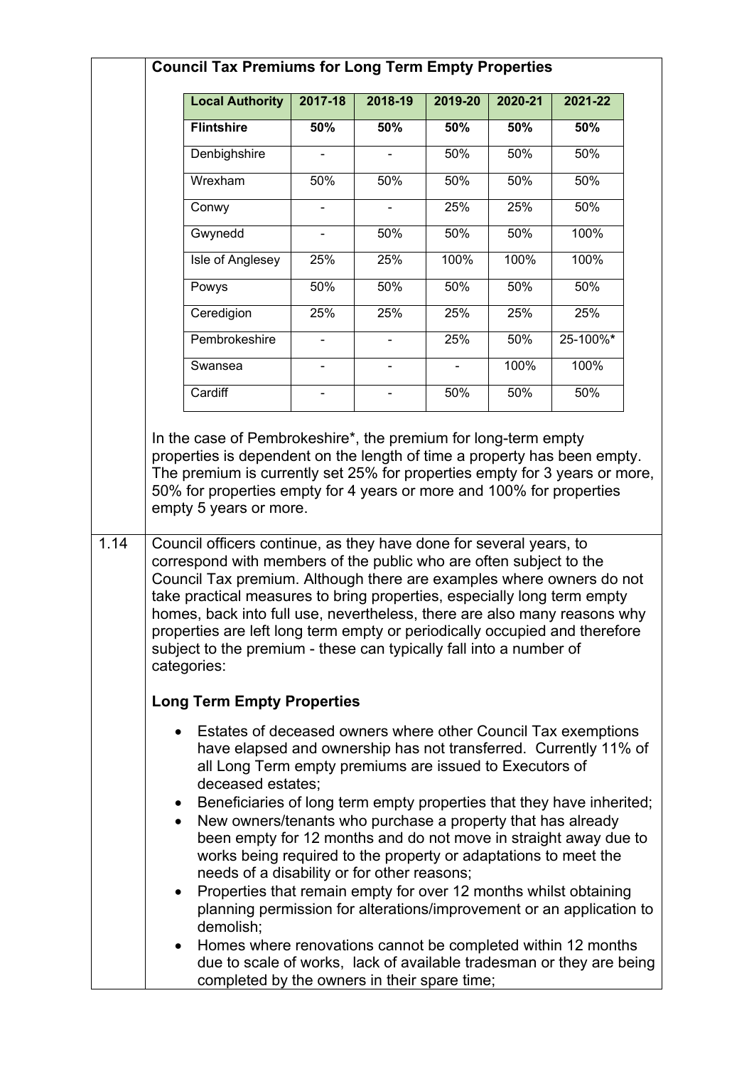## Council Tax Premiums for Long Term Empty Properties

| Local Authority | 2017-18 | 2018-19 | 2019-20 | 2020-21 | 2021-22 |
|---|---|---|---|---|---|
| **Flintshire** | **50%** | **50%** | **50%** | **50%** | **50%** |
| Denbighshire | - | - | 50% | 50% | 50% |
| Wrexham | 50% | 50% | 50% | 50% | 50% |
| Conwy | - | - | 25% | 25% | 50% |
| Gwynedd | - | 50% | 50% | 50% | 100% |
| Isle of Anglesey | 25% | 25% | 100% | 100% | 100% |
| Powys | 50% | 50% | 50% | 50% | 50% |
| Ceredigion | 25% | 25% | 25% | 25% | 25% |
| Pembrokeshire | - | - | 25% | 50% | 25-100%* |
| Swansea | - | - | - | 100% | 100% |
| Cardiff | - | - | 50% | 50% | 50% |

In the case of Pembrokeshire*, the premium for long-term empty properties is dependent on the length of time a property has been empty. The premium is currently set 25% for properties empty for 3 years or more, 50% for properties empty for 4 years or more and 100% for properties empty 5 years or more.

1.14 Council officers continue, as they have done for several years, to correspond with members of the public who are often subject to the Council Tax premium. Although there are examples where owners do not take practical measures to bring properties, especially long term empty homes, back into full use, nevertheless, there are also many reasons why properties are left long term empty or periodically occupied and therefore subject to the premium - these can typically fall into a number of categories:

**Long Term Empty Properties**

- Estates of deceased owners where other Council Tax exemptions have elapsed and ownership has not transferred. Currently 11% of all Long Term empty premiums are issued to Executors of deceased estates;
- Beneficiaries of long term empty properties that they have inherited;
- New owners/tenants who purchase a property that has already been empty for 12 months and do not move in straight away due to works being required to the property or adaptations to meet the needs of a disability or for other reasons;
- Properties that remain empty for over 12 months whilst obtaining planning permission for alterations/improvement or an application to demolish;
- Homes where renovations cannot be completed within 12 months due to scale of works, lack of available tradesman or they are being completed by the owners in their spare time;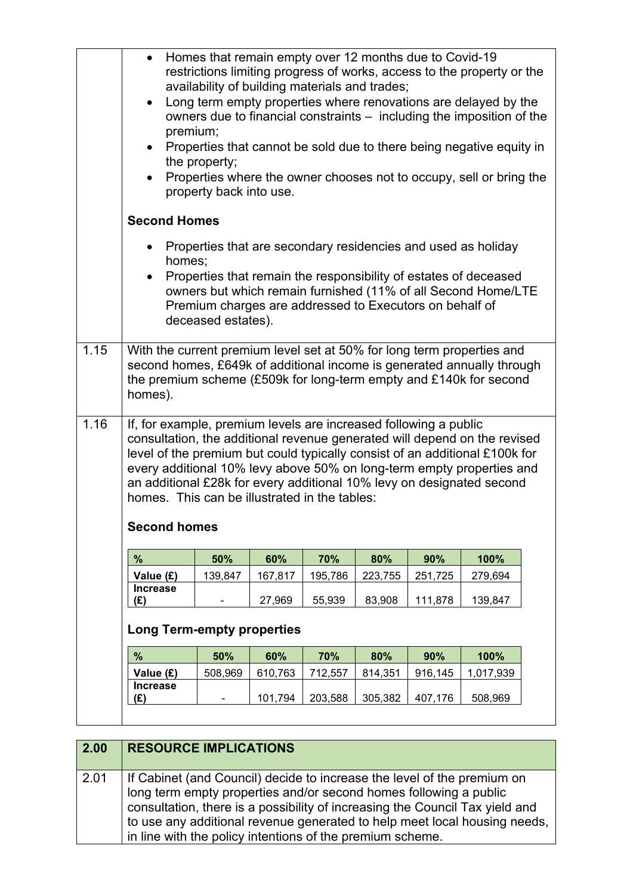- Homes that remain empty over 12 months due to Covid-19 restrictions limiting progress of works, access to the property or the availability of building materials and trades;
- Long term empty properties where renovations are delayed by the owners due to financial constraints – including the imposition of the premium;
- Properties that cannot be sold due to there being negative equity in the property;
- Properties where the owner chooses not to occupy, sell or bring the property back into use.

**Second Homes**

- Properties that are secondary residencies and used as holiday homes;
- Properties that remain the responsibility of estates of deceased owners but which remain furnished (11% of all Second Home/LTE Premium charges are addressed to Executors on behalf of deceased estates).

1.15 With the current premium level set at 50% for long term properties and second homes, £649k of additional income is generated annually through the premium scheme (£509k for long-term empty and £140k for second homes).

1.16 If, for example, premium levels are increased following a public consultation, the additional revenue generated will depend on the revised level of the premium but could typically consist of an additional £100k for every additional 10% levy above 50% on long-term empty properties and an additional £28k for every additional 10% levy on designated second homes. This can be illustrated in the tables:

**Second homes**

| % | 50% | 60% | 70% | 80% | 90% | 100% |
|---|---|---|---|---|---|---|
| Value (£) | 139,847 | 167,817 | 195,786 | 223,755 | 251,725 | 279,694 |
| Increase (£) | - | 27,969 | 55,939 | 83,908 | 111,878 | 139,847 |

**Long Term-empty properties**

| % | 50% | 60% | 70% | 80% | 90% | 100% |
|---|---|---|---|---|---|---|
| Value (£) | 508,969 | 610,763 | 712,557 | 814,351 | 916,145 | 1,017,939 |
| Increase (£) | - | 101,794 | 203,588 | 305,382 | 407,176 | 508,969 |

## 2.00 RESOURCE IMPLICATIONS

2.01 If Cabinet (and Council) decide to increase the level of the premium on long term empty properties and/or second homes following a public consultation, there is a possibility of increasing the Council Tax yield and to use any additional revenue generated to help meet local housing needs, in line with the policy intentions of the premium scheme.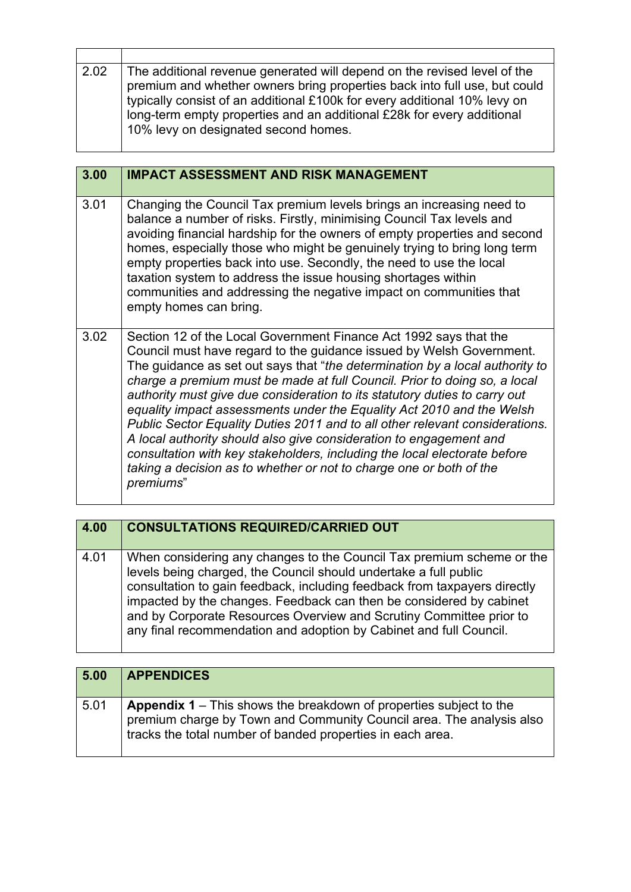| | |
|---|---|
| | |
| 2.02 | The additional revenue generated will depend on the revised level of the premium and whether owners bring properties back into full use, but could typically consist of an additional £100k for every additional 10% levy on long-term empty properties and an additional £28k for every additional 10% levy on designated second homes. |

| 3.00 | IMPACT ASSESSMENT AND RISK MANAGEMENT |
|---|---|
| 3.01 | Changing the Council Tax premium levels brings an increasing need to balance a number of risks. Firstly, minimising Council Tax levels and avoiding financial hardship for the owners of empty properties and second homes, especially those who might be genuinely trying to bring long term empty properties back into use. Secondly, the need to use the local taxation system to address the issue housing shortages within communities and addressing the negative impact on communities that empty homes can bring. |
| 3.02 | Section 12 of the Local Government Finance Act 1992 says that the Council must have regard to the guidance issued by Welsh Government. The guidance as set out says that "*the determination by a local authority to charge a premium must be made at full Council. Prior to doing so, a local authority must give due consideration to its statutory duties to carry out equality impact assessments under the Equality Act 2010 and the Welsh Public Sector Equality Duties 2011 and to all other relevant considerations. A local authority should also give consideration to engagement and consultation with key stakeholders, including the local electorate before taking a decision as to whether or not to charge one or both of the premiums*" |

| 4.00 | CONSULTATIONS REQUIRED/CARRIED OUT |
|---|---|
| 4.01 | When considering any changes to the Council Tax premium scheme or the levels being charged, the Council should undertake a full public consultation to gain feedback, including feedback from taxpayers directly impacted by the changes. Feedback can then be considered by cabinet and by Corporate Resources Overview and Scrutiny Committee prior to any final recommendation and adoption by Cabinet and full Council. |

| 5.00 | APPENDICES |
|---|---|
| 5.01 | **Appendix 1** – This shows the breakdown of properties subject to the premium charge by Town and Community Council area. The analysis also tracks the total number of banded properties in each area. |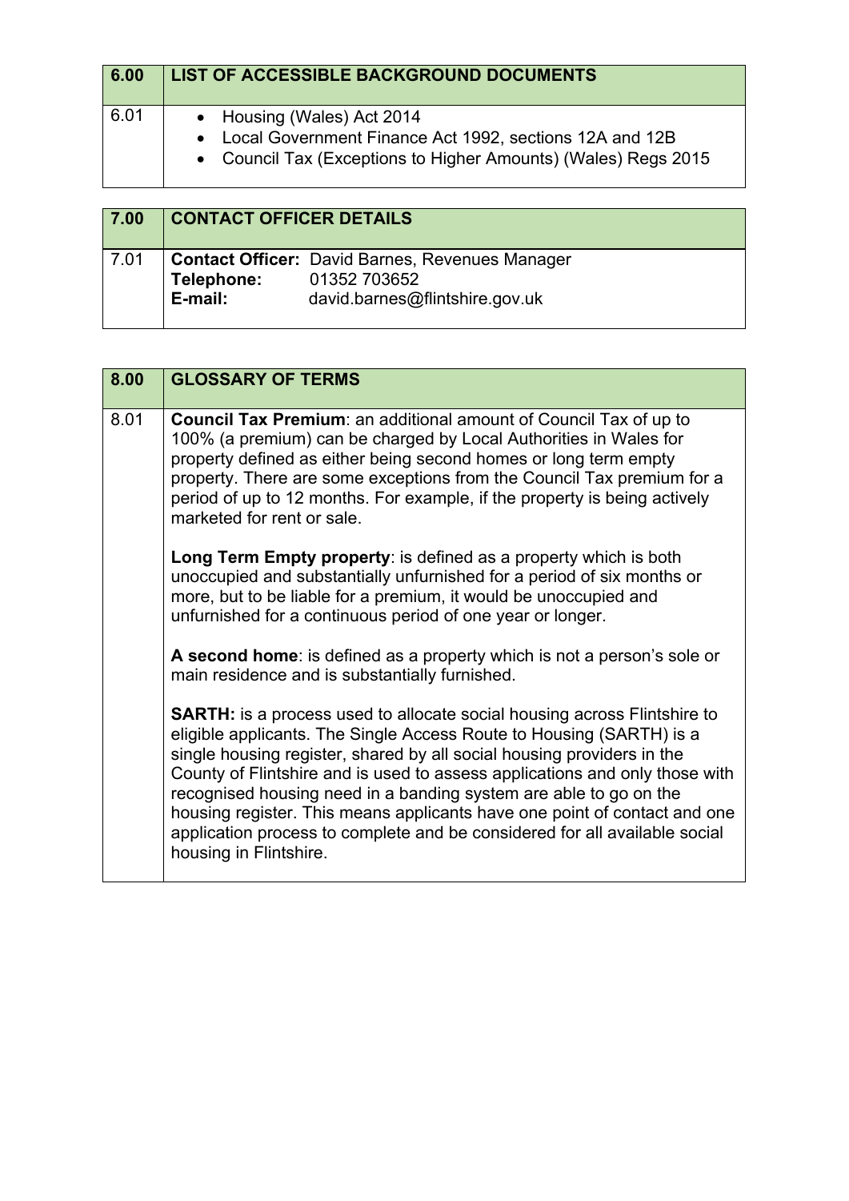| 6.00 | LIST OF ACCESSIBLE BACKGROUND DOCUMENTS |
|---|---|
| 6.01 | • Housing (Wales) Act 2014<br>• Local Government Finance Act 1992, sections 12A and 12B<br>• Council Tax (Exceptions to Higher Amounts) (Wales) Regs 2015 |

| 7.00 | CONTACT OFFICER DETAILS |
|---|---|
| 7.01 | **Contact Officer:** David Barnes, Revenues Manager<br>**Telephone:** 01352 703652<br>**E-mail:** david.barnes@flintshire.gov.uk |

| 8.00 | GLOSSARY OF TERMS |
|---|---|
| 8.01 | **Council Tax Premium**: an additional amount of Council Tax of up to 100% (a premium) can be charged by Local Authorities in Wales for property defined as either being second homes or long term empty property. There are some exceptions from the Council Tax premium for a period of up to 12 months. For example, if the property is being actively marketed for rent or sale.<br><br>**Long Term Empty property**: is defined as a property which is both unoccupied and substantially unfurnished for a period of six months or more, but to be liable for a premium, it would be unoccupied and unfurnished for a continuous period of one year or longer.<br><br>**A second home**: is defined as a property which is not a person's sole or main residence and is substantially furnished.<br><br>**SARTH:** is a process used to allocate social housing across Flintshire to eligible applicants. The Single Access Route to Housing (SARTH) is a single housing register, shared by all social housing providers in the County of Flintshire and is used to assess applications and only those with recognised housing need in a banding system are able to go on the housing register. This means applicants have one point of contact and one application process to complete and be considered for all available social housing in Flintshire. |